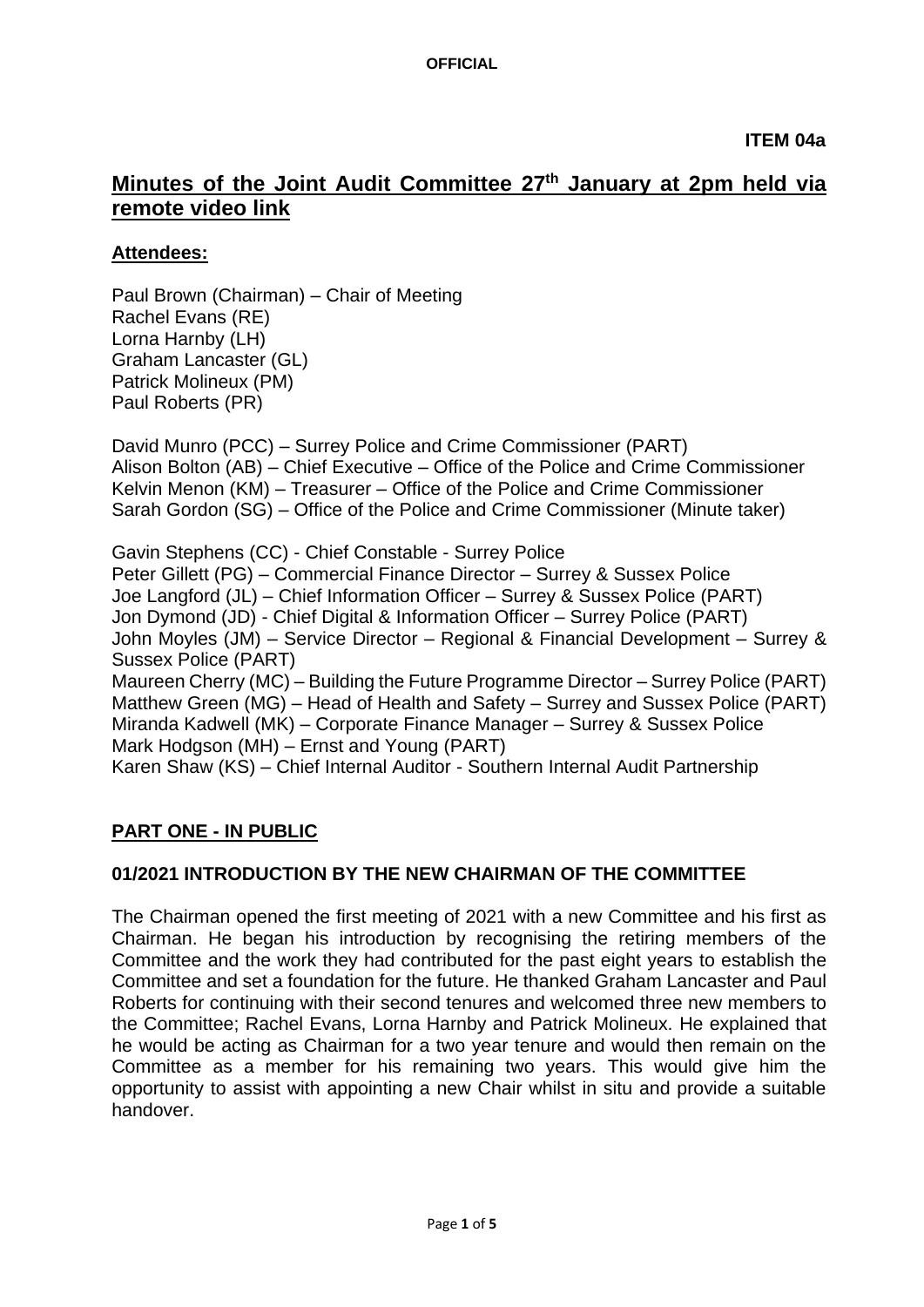**OFFICIAL**

**ITEM 04a**

# Minutes of the Joint Audit Committee 27th January at 2pm held via remote video link

## Attendees:

Paul Brown (Chairman) – Chair of Meeting
Rachel Evans (RE)
Lorna Harnby (LH)
Graham Lancaster (GL)
Patrick Molineux (PM)
Paul Roberts (PR)

David Munro (PCC) – Surrey Police and Crime Commissioner (PART)
Alison Bolton (AB) – Chief Executive – Office of the Police and Crime Commissioner
Kelvin Menon (KM) – Treasurer – Office of the Police and Crime Commissioner
Sarah Gordon (SG) – Office of the Police and Crime Commissioner (Minute taker)

Gavin Stephens (CC) - Chief Constable - Surrey Police
Peter Gillett (PG) – Commercial Finance Director – Surrey & Sussex Police
Joe Langford (JL) – Chief Information Officer – Surrey & Sussex Police (PART)
Jon Dymond (JD) - Chief Digital & Information Officer – Surrey Police (PART)
John Moyles (JM) – Service Director – Regional & Financial Development – Surrey & Sussex Police (PART)
Maureen Cherry (MC) – Building the Future Programme Director – Surrey Police (PART)
Matthew Green (MG) – Head of Health and Safety – Surrey and Sussex Police (PART)
Miranda Kadwell (MK) – Corporate Finance Manager – Surrey & Sussex Police
Mark Hodgson (MH) – Ernst and Young (PART)
Karen Shaw (KS) – Chief Internal Auditor - Southern Internal Audit Partnership

## PART ONE - IN PUBLIC

### 01/2021 INTRODUCTION BY THE NEW CHAIRMAN OF THE COMMITTEE

The Chairman opened the first meeting of 2021 with a new Committee and his first as Chairman. He began his introduction by recognising the retiring members of the Committee and the work they had contributed for the past eight years to establish the Committee and set a foundation for the future. He thanked Graham Lancaster and Paul Roberts for continuing with their second tenures and welcomed three new members to the Committee; Rachel Evans, Lorna Harnby and Patrick Molineux. He explained that he would be acting as Chairman for a two year tenure and would then remain on the Committee as a member for his remaining two years. This would give him the opportunity to assist with appointing a new Chair whilst in situ and provide a suitable handover.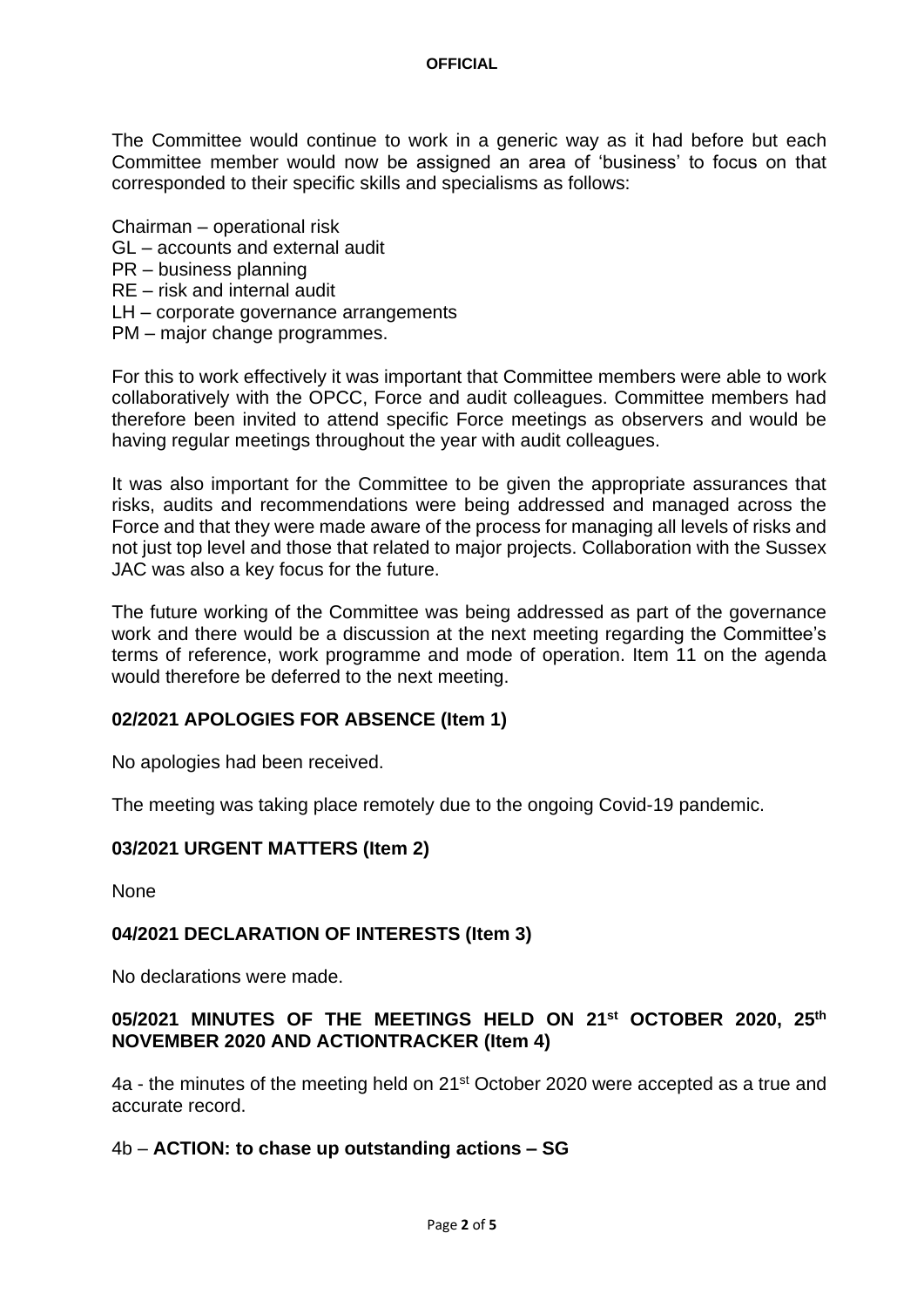The Committee would continue to work in a generic way as it had before but each Committee member would now be assigned an area of 'business' to focus on that corresponded to their specific skills and specialisms as follows:

Chairman – operational risk
GL – accounts and external audit
PR – business planning
RE – risk and internal audit
LH – corporate governance arrangements
PM – major change programmes.

For this to work effectively it was important that Committee members were able to work collaboratively with the OPCC, Force and audit colleagues. Committee members had therefore been invited to attend specific Force meetings as observers and would be having regular meetings throughout the year with audit colleagues.

It was also important for the Committee to be given the appropriate assurances that risks, audits and recommendations were being addressed and managed across the Force and that they were made aware of the process for managing all levels of risks and not just top level and those that related to major projects. Collaboration with the Sussex JAC was also a key focus for the future.

The future working of the Committee was being addressed as part of the governance work and there would be a discussion at the next meeting regarding the Committee's terms of reference, work programme and mode of operation. Item 11 on the agenda would therefore be deferred to the next meeting.

## 02/2021 APOLOGIES FOR ABSENCE (Item 1)

No apologies had been received.

The meeting was taking place remotely due to the ongoing Covid-19 pandemic.

## 03/2021 URGENT MATTERS (Item 2)

None

## 04/2021 DECLARATION OF INTERESTS (Item 3)

No declarations were made.

## 05/2021 MINUTES OF THE MEETINGS HELD ON 21st OCTOBER 2020, 25th NOVEMBER 2020 AND ACTIONTRACKER (Item 4)

4a - the minutes of the meeting held on 21st October 2020 were accepted as a true and accurate record.

4b – **ACTION: to chase up outstanding actions – SG**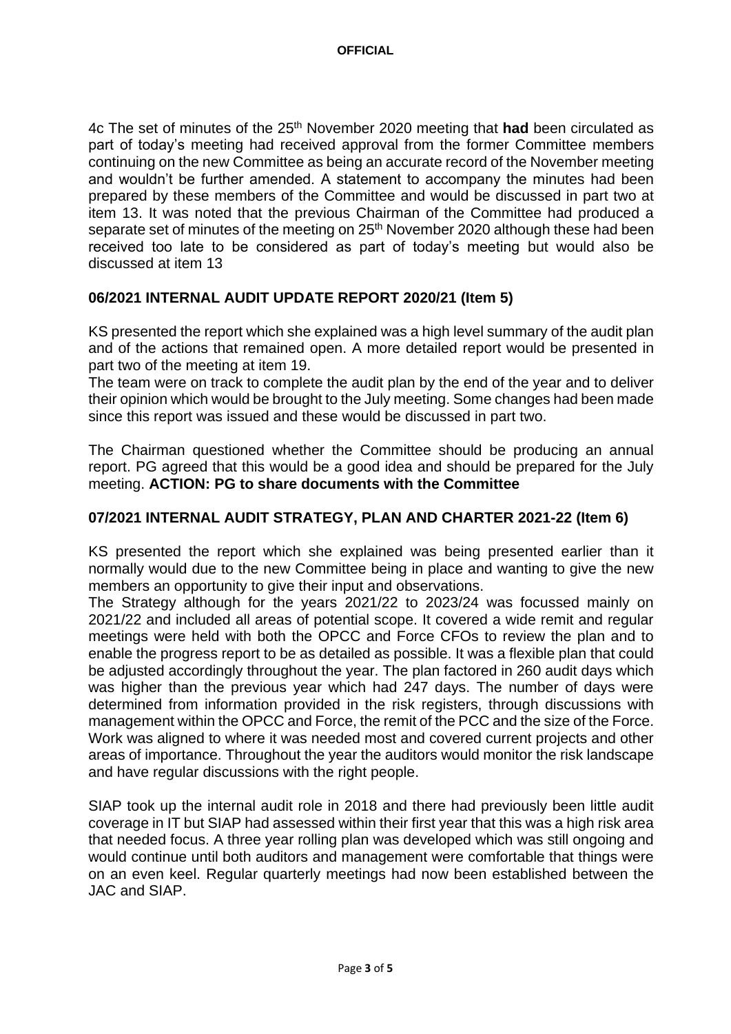4c The set of minutes of the 25th November 2020 meeting that **had** been circulated as part of today's meeting had received approval from the former Committee members continuing on the new Committee as being an accurate record of the November meeting and wouldn't be further amended. A statement to accompany the minutes had been prepared by these members of the Committee and would be discussed in part two at item 13. It was noted that the previous Chairman of the Committee had produced a separate set of minutes of the meeting on 25th November 2020 although these had been received too late to be considered as part of today's meeting but would also be discussed at item 13

## 06/2021 INTERNAL AUDIT UPDATE REPORT 2020/21 (Item 5)

KS presented the report which she explained was a high level summary of the audit plan and of the actions that remained open. A more detailed report would be presented in part two of the meeting at item 19.

The team were on track to complete the audit plan by the end of the year and to deliver their opinion which would be brought to the July meeting. Some changes had been made since this report was issued and these would be discussed in part two.

The Chairman questioned whether the Committee should be producing an annual report. PG agreed that this would be a good idea and should be prepared for the July meeting. **ACTION: PG to share documents with the Committee**

## 07/2021 INTERNAL AUDIT STRATEGY, PLAN AND CHARTER 2021-22 (Item 6)

KS presented the report which she explained was being presented earlier than it normally would due to the new Committee being in place and wanting to give the new members an opportunity to give their input and observations.

The Strategy although for the years 2021/22 to 2023/24 was focussed mainly on 2021/22 and included all areas of potential scope. It covered a wide remit and regular meetings were held with both the OPCC and Force CFOs to review the plan and to enable the progress report to be as detailed as possible. It was a flexible plan that could be adjusted accordingly throughout the year. The plan factored in 260 audit days which was higher than the previous year which had 247 days. The number of days were determined from information provided in the risk registers, through discussions with management within the OPCC and Force, the remit of the PCC and the size of the Force. Work was aligned to where it was needed most and covered current projects and other areas of importance. Throughout the year the auditors would monitor the risk landscape and have regular discussions with the right people.

SIAP took up the internal audit role in 2018 and there had previously been little audit coverage in IT but SIAP had assessed within their first year that this was a high risk area that needed focus. A three year rolling plan was developed which was still ongoing and would continue until both auditors and management were comfortable that things were on an even keel. Regular quarterly meetings had now been established between the JAC and SIAP.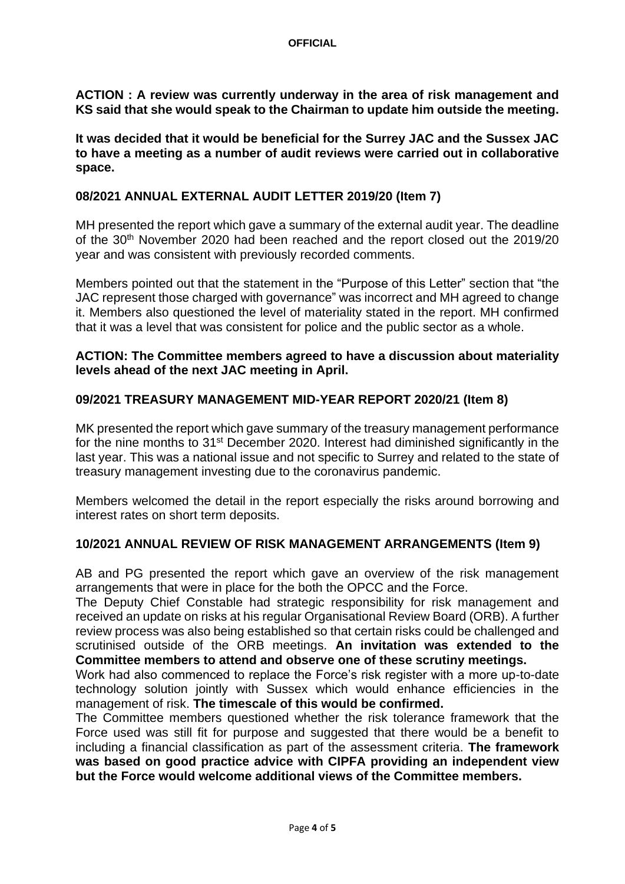**ACTION : A review was currently underway in the area of risk management and KS said that she would speak to the Chairman to update him outside the meeting.**

**It was decided that it would be beneficial for the Surrey JAC and the Sussex JAC to have a meeting as a number of audit reviews were carried out in collaborative space.**

## 08/2021 ANNUAL EXTERNAL AUDIT LETTER 2019/20 (Item 7)

MH presented the report which gave a summary of the external audit year. The deadline of the 30th November 2020 had been reached and the report closed out the 2019/20 year and was consistent with previously recorded comments.

Members pointed out that the statement in the "Purpose of this Letter" section that "the JAC represent those charged with governance" was incorrect and MH agreed to change it. Members also questioned the level of materiality stated in the report. MH confirmed that it was a level that was consistent for police and the public sector as a whole.

**ACTION: The Committee members agreed to have a discussion about materiality levels ahead of the next JAC meeting in April.**

## 09/2021 TREASURY MANAGEMENT MID-YEAR REPORT 2020/21 (Item 8)

MK presented the report which gave summary of the treasury management performance for the nine months to 31st December 2020. Interest had diminished significantly in the last year. This was a national issue and not specific to Surrey and related to the state of treasury management investing due to the coronavirus pandemic.

Members welcomed the detail in the report especially the risks around borrowing and interest rates on short term deposits.

## 10/2021 ANNUAL REVIEW OF RISK MANAGEMENT ARRANGEMENTS (Item 9)

AB and PG presented the report which gave an overview of the risk management arrangements that were in place for the both the OPCC and the Force.

The Deputy Chief Constable had strategic responsibility for risk management and received an update on risks at his regular Organisational Review Board (ORB). A further review process was also being established so that certain risks could be challenged and scrutinised outside of the ORB meetings. **An invitation was extended to the Committee members to attend and observe one of these scrutiny meetings.**

Work had also commenced to replace the Force's risk register with a more up-to-date technology solution jointly with Sussex which would enhance efficiencies in the management of risk. **The timescale of this would be confirmed.**

The Committee members questioned whether the risk tolerance framework that the Force used was still fit for purpose and suggested that there would be a benefit to including a financial classification as part of the assessment criteria. **The framework was based on good practice advice with CIPFA providing an independent view but the Force would welcome additional views of the Committee members.**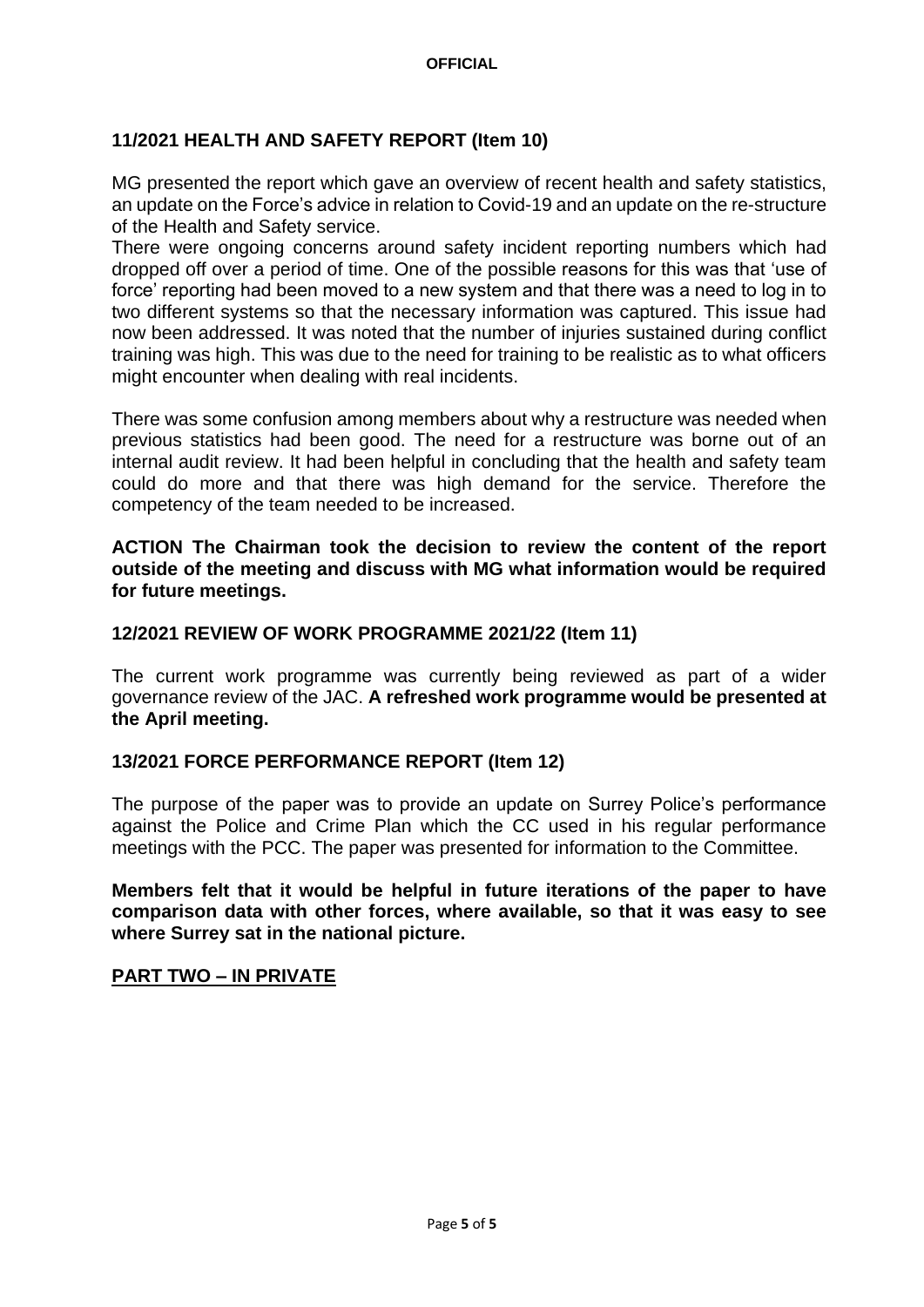## 11/2021 HEALTH AND SAFETY REPORT (Item 10)

MG presented the report which gave an overview of recent health and safety statistics, an update on the Force's advice in relation to Covid-19 and an update on the re-structure of the Health and Safety service.

There were ongoing concerns around safety incident reporting numbers which had dropped off over a period of time. One of the possible reasons for this was that 'use of force' reporting had been moved to a new system and that there was a need to log in to two different systems so that the necessary information was captured. This issue had now been addressed. It was noted that the number of injuries sustained during conflict training was high. This was due to the need for training to be realistic as to what officers might encounter when dealing with real incidents.

There was some confusion among members about why a restructure was needed when previous statistics had been good. The need for a restructure was borne out of an internal audit review. It had been helpful in concluding that the health and safety team could do more and that there was high demand for the service. Therefore the competency of the team needed to be increased.

**ACTION The Chairman took the decision to review the content of the report outside of the meeting and discuss with MG what information would be required for future meetings.**

## 12/2021 REVIEW OF WORK PROGRAMME 2021/22 (Item 11)

The current work programme was currently being reviewed as part of a wider governance review of the JAC. **A refreshed work programme would be presented at the April meeting.**

## 13/2021 FORCE PERFORMANCE REPORT (Item 12)

The purpose of the paper was to provide an update on Surrey Police's performance against the Police and Crime Plan which the CC used in his regular performance meetings with the PCC. The paper was presented for information to the Committee.

**Members felt that it would be helpful in future iterations of the paper to have comparison data with other forces, where available, so that it was easy to see where Surrey sat in the national picture.**

## <u>PART TWO – IN PRIVATE</u>